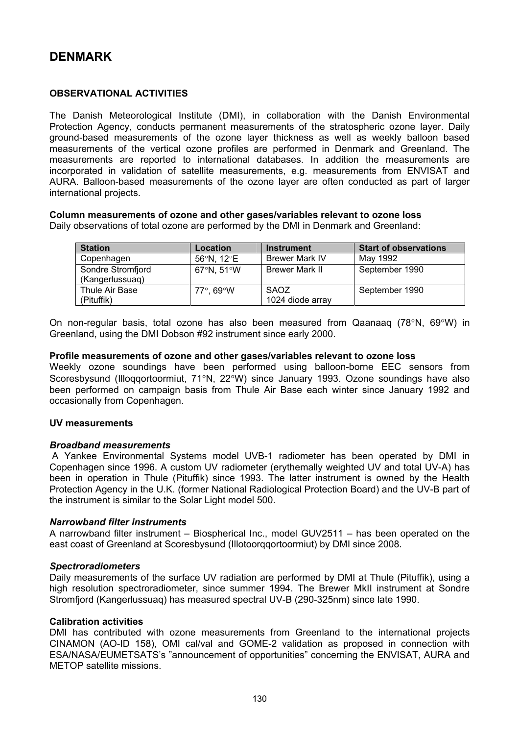# DENMARK

## OBSERVATIONAL ACTIVITIES

The Danish Meteorological Institute (DMI), in collaboration with the Danish Environmental Protection Agency, conducts permanent measurements of the stratospheric ozone layer. Daily ground-based measurements of the ozone layer thickness as well as weekly balloon based measurements of the vertical ozone profiles are performed in Denmark and Greenland. The measurements are reported to international databases. In addition the measurements are incorporated in validation of satellite measurements, e.g. measurements from ENVISAT and AURA. Balloon-based measurements of the ozone layer are often conducted as part of larger international projects.

**Column measurements of ozone and other gases/variables relevant to ozone loss**
Daily observations of total ozone are performed by the DMI in Denmark and Greenland:

| Station | Location | Instrument | Start of observations |
|---|---|---|---|
| Copenhagen | 56°N, 12°E | Brewer Mark IV | May 1992 |
| Sondre Stromfjord (Kangerlussuaq) | 67°N, 51°W | Brewer Mark II | September 1990 |
| Thule Air Base (Pituffik) | 77°, 69°W | SAOZ 1024 diode array | September 1990 |

On non-regular basis, total ozone has also been measured from Qaanaaq (78°N, 69°W) in Greenland, using the DMI Dobson #92 instrument since early 2000.

**Profile measurements of ozone and other gases/variables relevant to ozone loss**
Weekly ozone soundings have been performed using balloon-borne EEC sensors from Scoresbysund (Illoqqortoormiut, 71°N, 22°W) since January 1993. Ozone soundings have also been performed on campaign basis from Thule Air Base each winter since January 1992 and occasionally from Copenhagen.

**UV measurements**

***Broadband measurements***
A Yankee Environmental Systems model UVB-1 radiometer has been operated by DMI in Copenhagen since 1996. A custom UV radiometer (erythemally weighted UV and total UV-A) has been in operation in Thule (Pituffik) since 1993. The latter instrument is owned by the Health Protection Agency in the U.K. (former National Radiological Protection Board) and the UV-B part of the instrument is similar to the Solar Light model 500.

***Narrowband filter instruments***
A narrowband filter instrument – Biospherical Inc., model GUV2511 – has been operated on the east coast of Greenland at Scoresbysund (Illotoorqqortoormiut) by DMI since 2008.

***Spectroradiometers***
Daily measurements of the surface UV radiation are performed by DMI at Thule (Pituffik), using a high resolution spectroradiometer, since summer 1994. The Brewer MkII instrument at Sondre Stromfjord (Kangerlussuaq) has measured spectral UV-B (290-325nm) since late 1990.

**Calibration activities**
DMI has contributed with ozone measurements from Greenland to the international projects CINAMON (AO-ID 158), OMI cal/val and GOME-2 validation as proposed in connection with ESA/NASA/EUMETSATS's "announcement of opportunities" concerning the ENVISAT, AURA and METOP satellite missions.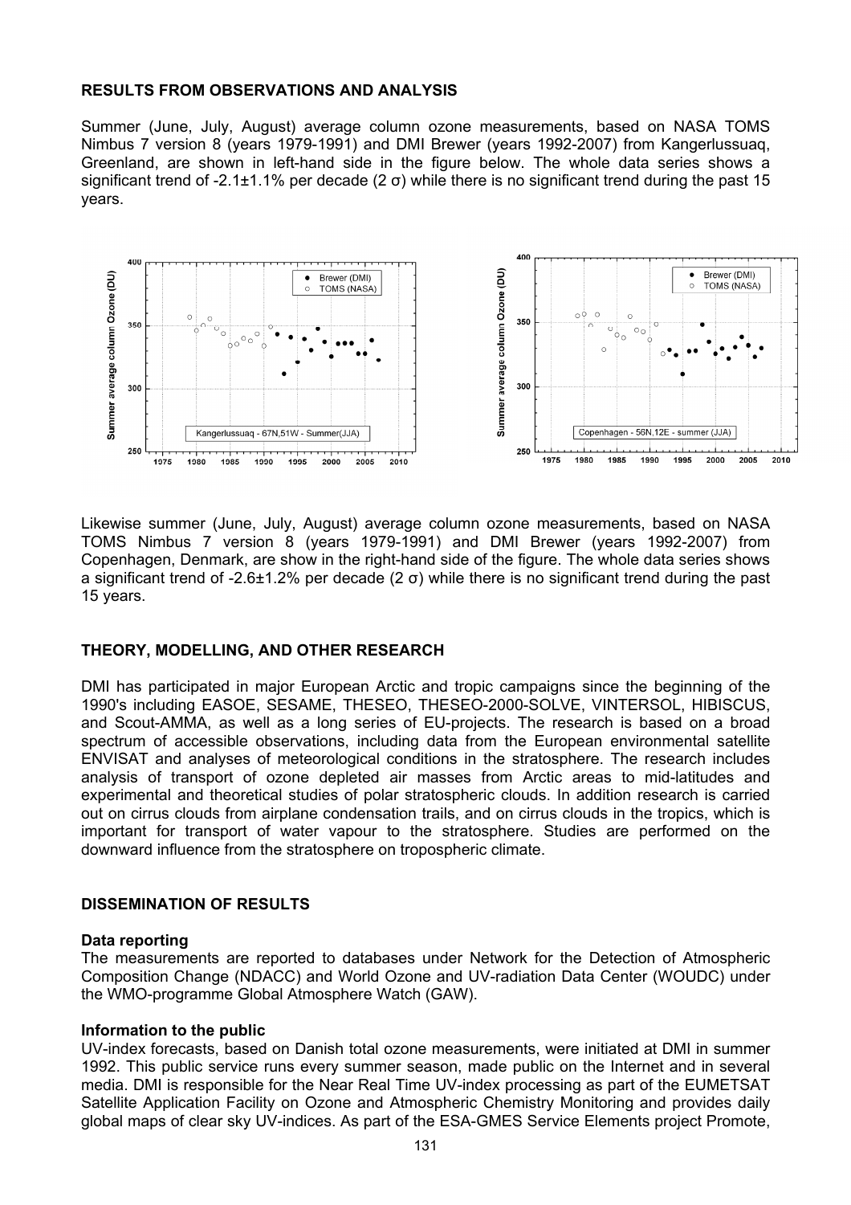## RESULTS FROM OBSERVATIONS AND ANALYSIS

Summer (June, July, August) average column ozone measurements, based on NASA TOMS Nimbus 7 version 8 (years 1979-1991) and DMI Brewer (years 1992-2007) from Kangerlussuaq, Greenland, are shown in left-hand side in the figure below. The whole data series shows a significant trend of -2.1±1.1% per decade (2 σ) while there is no significant trend during the past 15 years.

Likewise summer (June, July, August) average column ozone measurements, based on NASA TOMS Nimbus 7 version 8 (years 1979-1991) and DMI Brewer (years 1992-2007) from Copenhagen, Denmark, are show in the right-hand side of the figure. The whole data series shows a significant trend of -2.6±1.2% per decade (2 σ) while there is no significant trend during the past 15 years.

## THEORY, MODELLING, AND OTHER RESEARCH

DMI has participated in major European Arctic and tropic campaigns since the beginning of the 1990's including EASOE, SESAME, THESEO, THESEO-2000-SOLVE, VINTERSOL, HIBISCUS, and Scout-AMMA, as well as a long series of EU-projects. The research is based on a broad spectrum of accessible observations, including data from the European environmental satellite ENVISAT and analyses of meteorological conditions in the stratosphere. The research includes analysis of transport of ozone depleted air masses from Arctic areas to mid-latitudes and experimental and theoretical studies of polar stratospheric clouds. In addition research is carried out on cirrus clouds from airplane condensation trails, and on cirrus clouds in the tropics, which is important for transport of water vapour to the stratosphere. Studies are performed on the downward influence from the stratosphere on tropospheric climate.

## DISSEMINATION OF RESULTS

### Data reporting

The measurements are reported to databases under Network for the Detection of Atmospheric Composition Change (NDACC) and World Ozone and UV-radiation Data Center (WOUDC) under the WMO-programme Global Atmosphere Watch (GAW).

### Information to the public

UV-index forecasts, based on Danish total ozone measurements, were initiated at DMI in summer 1992. This public service runs every summer season, made public on the Internet and in several media. DMI is responsible for the Near Real Time UV-index processing as part of the EUMETSAT Satellite Application Facility on Ozone and Atmospheric Chemistry Monitoring and provides daily global maps of clear sky UV-indices. As part of the ESA-GMES Service Elements project Promote,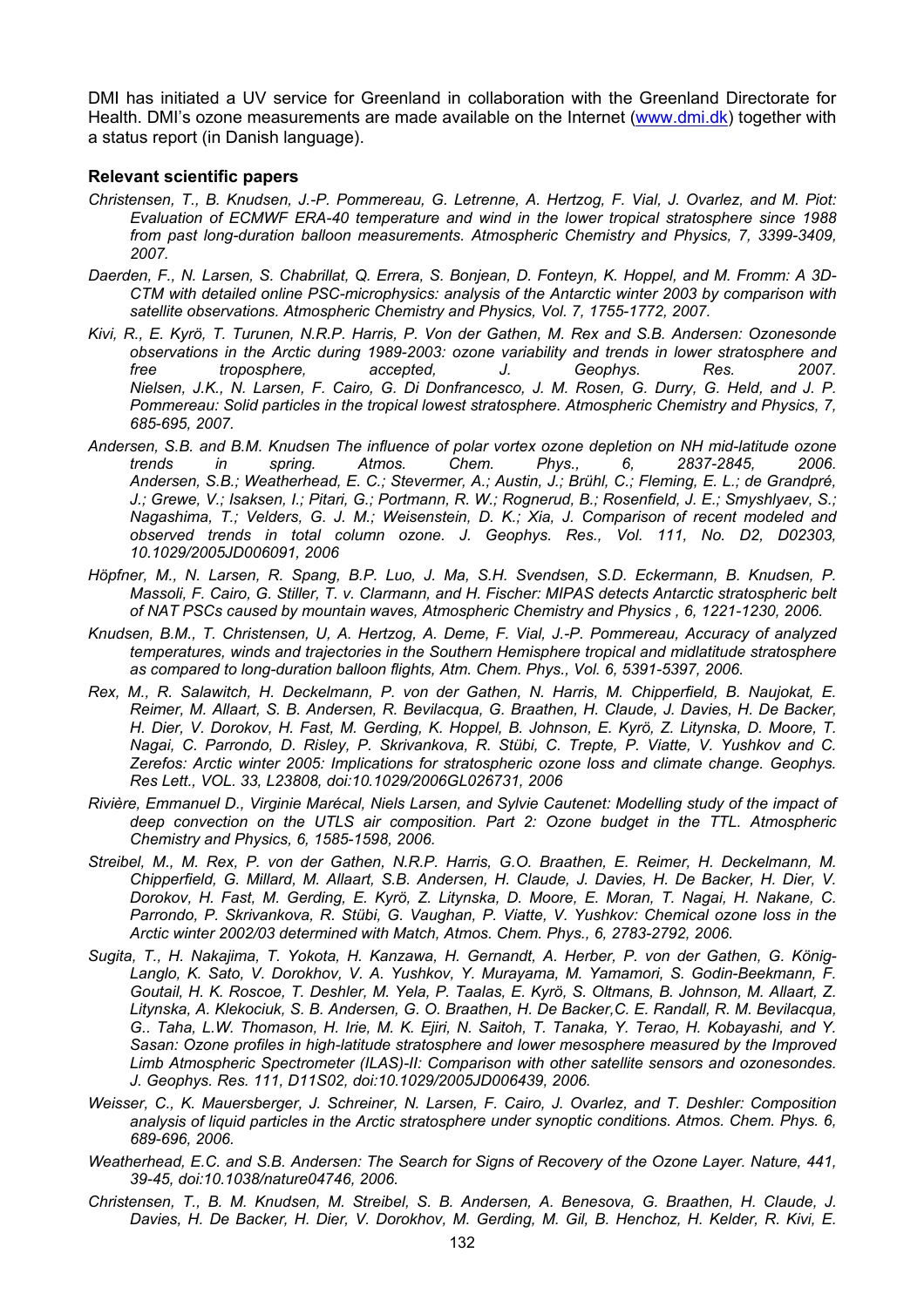DMI has initiated a UV service for Greenland in collaboration with the Greenland Directorate for Health. DMI's ozone measurements are made available on the Internet ([www.dmi.dk](www.dmi.dk)) together with a status report (in Danish language).

**Relevant scientific papers**

*Christensen, T., B. Knudsen, J.-P. Pommereau, G. Letrenne, A. Hertzog, F. Vial, J. Ovarlez, and M. Piot: Evaluation of ECMWF ERA-40 temperature and wind in the lower tropical stratosphere since 1988 from past long-duration balloon measurements. Atmospheric Chemistry and Physics, 7, 3399-3409, 2007.*

*Daerden, F., N. Larsen, S. Chabrillat, Q. Errera, S. Bonjean, D. Fonteyn, K. Hoppel, and M. Fromm: A 3D-CTM with detailed online PSC-microphysics: analysis of the Antarctic winter 2003 by comparison with satellite observations. Atmospheric Chemistry and Physics, Vol. 7, 1755-1772, 2007.*

*Kivi, R., E. Kyrö, T. Turunen, N.R.P. Harris, P. Von der Gathen, M. Rex and S.B. Andersen: Ozonesonde observations in the Arctic during 1989-2003: ozone variability and trends in lower stratosphere and free troposphere, accepted, J. Geophys. Res. 2007.*

*Nielsen, J.K., N. Larsen, F. Cairo, G. Di Donfrancesco, J. M. Rosen, G. Durry, G. Held, and J. P. Pommereau: Solid particles in the tropical lowest stratosphere. Atmospheric Chemistry and Physics, 7, 685-695, 2007.*

*Andersen, S.B. and B.M. Knudsen The influence of polar vortex ozone depletion on NH mid-latitude ozone trends in spring. Atmos. Chem. Phys., 6, 2837-2845, 2006.*

*Andersen, S.B.; Weatherhead, E. C.; Stevermer, A.; Austin, J.; Brühl, C.; Fleming, E. L.; de Grandpré, J.; Grewe, V.; Isaksen, I.; Pitari, G.; Portmann, R. W.; Rognerud, B.; Rosenfield, J. E.; Smyshlyaev, S.; Nagashima, T.; Velders, G. J. M.; Weisenstein, D. K.; Xia, J. Comparison of recent modeled and observed trends in total column ozone. J. Geophys. Res., Vol. 111, No. D2, D02303, 10.1029/2005JD006091, 2006*

*Höpfner, M., N. Larsen, R. Spang, B.P. Luo, J. Ma, S.H. Svendsen, S.D. Eckermann, B. Knudsen, P. Massoli, F. Cairo, G. Stiller, T. v. Clarmann, and H. Fischer: MIPAS detects Antarctic stratospheric belt of NAT PSCs caused by mountain waves, Atmospheric Chemistry and Physics , 6, 1221-1230, 2006.*

*Knudsen, B.M., T. Christensen, U, A. Hertzog, A. Deme, F. Vial, J.-P. Pommereau, Accuracy of analyzed temperatures, winds and trajectories in the Southern Hemisphere tropical and midlatitude stratosphere as compared to long-duration balloon flights, Atm. Chem. Phys., Vol. 6, 5391-5397, 2006.*

*Rex, M., R. Salawitch, H. Deckelmann, P. von der Gathen, N. Harris, M. Chipperfield, B. Naujokat, E. Reimer, M. Allaart, S. B. Andersen, R. Bevilacqua, G. Braathen, H. Claude, J. Davies, H. De Backer, H. Dier, V. Dorokov, H. Fast, M. Gerding, K. Hoppel, B. Johnson, E. Kyrö, Z. Litynska, D. Moore, T. Nagai, C. Parrondo, D. Risley, P. Skrivankova, R. Stübi, C. Trepte, P. Viatte, V. Yushkov and C. Zerefos: Arctic winter 2005: Implications for stratospheric ozone loss and climate change. Geophys. Res Lett., VOL. 33, L23808, doi:10.1029/2006GL026731, 2006*

*Rivière, Emmanuel D., Virginie Marécal, Niels Larsen, and Sylvie Cautenet: Modelling study of the impact of deep convection on the UTLS air composition. Part 2: Ozone budget in the TTL. Atmospheric Chemistry and Physics, 6, 1585-1598, 2006.*

*Streibel, M., M. Rex, P. von der Gathen, N.R.P. Harris, G.O. Braathen, E. Reimer, H. Deckelmann, M. Chipperfield, G. Millard, M. Allaart, S.B. Andersen, H. Claude, J. Davies, H. De Backer, H. Dier, V. Dorokov, H. Fast, M. Gerding, E. Kyrö, Z. Litynska, D. Moore, E. Moran, T. Nagai, H. Nakane, C. Parrondo, P. Skrivankova, R. Stübi, G. Vaughan, P. Viatte, V. Yushkov: Chemical ozone loss in the Arctic winter 2002/03 determined with Match, Atmos. Chem. Phys., 6, 2783-2792, 2006.*

*Sugita, T., H. Nakajima, T. Yokota, H. Kanzawa, H. Gernandt, A. Herber, P. von der Gathen, G. König-Langlo, K. Sato, V. Dorokhov, V. A. Yushkov, Y. Murayama, M. Yamamori, S. Godin-Beekmann, F. Goutail, H. K. Roscoe, T. Deshler, M. Yela, P. Taalas, E. Kyrö, S. Oltmans, B. Johnson, M. Allaart, Z. Litynska, A. Klekociuk, S. B. Andersen, G. O. Braathen, H. De Backer,C. E. Randall, R. M. Bevilacqua, G.. Taha, L.W. Thomason, H. Irie, M. K. Ejiri, N. Saitoh, T. Tanaka, Y. Terao, H. Kobayashi, and Y. Sasan: Ozone profiles in high-latitude stratosphere and lower mesosphere measured by the Improved Limb Atmospheric Spectrometer (ILAS)-II: Comparison with other satellite sensors and ozonesondes. J. Geophys. Res. 111, D11S02, doi:10.1029/2005JD006439, 2006.*

*Weisser, C., K. Mauersberger, J. Schreiner, N. Larsen, F. Cairo, J. Ovarlez, and T. Deshler: Composition analysis of liquid particles in the Arctic stratosphere under synoptic conditions. Atmos. Chem. Phys. 6, 689-696, 2006.*

*Weatherhead, E.C. and S.B. Andersen: The Search for Signs of Recovery of the Ozone Layer. Nature, 441, 39-45, doi:10.1038/nature04746, 2006.*

*Christensen, T., B. M. Knudsen, M. Streibel, S. B. Andersen, A. Benesova, G. Braathen, H. Claude, J. Davies, H. De Backer, H. Dier, V. Dorokhov, M. Gerding, M. Gil, B. Henchoz, H. Kelder, R. Kivi, E.*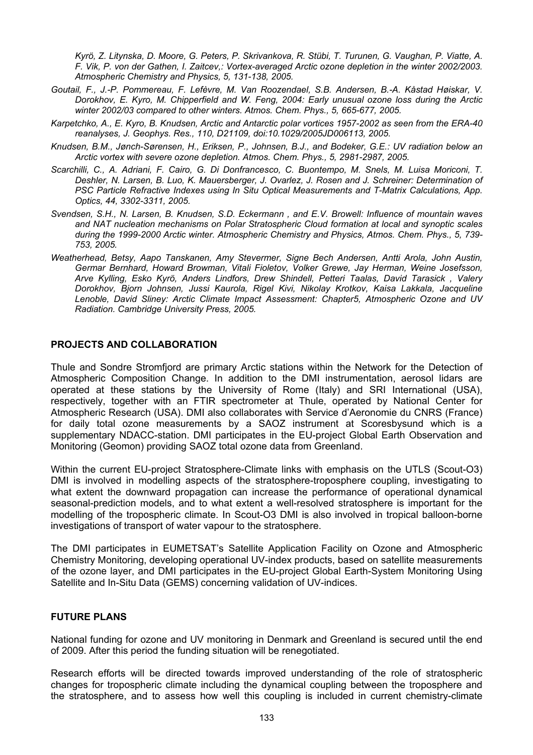*Kyrö, Z. Litynska, D. Moore, G. Peters, P. Skrivankova, R. Stübi, T. Turunen, G. Vaughan, P. Viatte, A. F. Vik, P. von der Gathen, I. Zaitcev,: Vortex-averaged Arctic ozone depletion in the winter 2002/2003. Atmospheric Chemistry and Physics, 5, 131-138, 2005.*

*Goutail, F., J.-P. Pommereau, F. Lefèvre, M. Van Roozendael, S.B. Andersen, B.-A. Kåstad Høiskar, V. Dorokhov, E. Kyro, M. Chipperfield and W. Feng, 2004: Early unusual ozone loss during the Arctic winter 2002/03 compared to other winters. Atmos. Chem. Phys., 5, 665-677, 2005.*

*Karpetchko, A., E. Kyro, B. Knudsen, Arctic and Antarctic polar vortices 1957-2002 as seen from the ERA-40 reanalyses, J. Geophys. Res., 110, D21109, doi:10.1029/2005JD006113, 2005.*

*Knudsen, B.M., Jønch-Sørensen, H., Eriksen, P., Johnsen, B.J., and Bodeker, G.E.: UV radiation below an Arctic vortex with severe ozone depletion. Atmos. Chem. Phys., 5, 2981-2987, 2005.*

*Scarchilli, C., A. Adriani, F. Cairo, G. Di Donfrancesco, C. Buontempo, M. Snels, M. Luisa Moriconi, T. Deshler, N. Larsen, B. Luo, K. Mauersberger, J. Ovarlez, J. Rosen and J. Schreiner: Determination of PSC Particle Refractive Indexes using In Situ Optical Measurements and T-Matrix Calculations, App. Optics, 44, 3302-3311, 2005.*

*Svendsen, S.H., N. Larsen, B. Knudsen, S.D. Eckermann , and E.V. Browell: Influence of mountain waves and NAT nucleation mechanisms on Polar Stratospheric Cloud formation at local and synoptic scales during the 1999-2000 Arctic winter. Atmospheric Chemistry and Physics, Atmos. Chem. Phys., 5, 739-753, 2005.*

*Weatherhead, Betsy, Aapo Tanskanen, Amy Stevermer, Signe Bech Andersen, Antti Arola, John Austin, Germar Bernhard, Howard Browman, Vitali Fioletov, Volker Grewe, Jay Herman, Weine Josefsson, Arve Kylling, Esko Kyrö, Anders Lindfors, Drew Shindell, Petteri Taalas, David Tarasick , Valery Dorokhov, Bjorn Johnsen, Jussi Kaurola, Rigel Kivi, Nikolay Krotkov, Kaisa Lakkala, Jacqueline Lenoble, David Sliney: Arctic Climate Impact Assessment: Chapter5, Atmospheric Ozone and UV Radiation. Cambridge University Press, 2005.*

## PROJECTS AND COLLABORATION

Thule and Sondre Stromfjord are primary Arctic stations within the Network for the Detection of Atmospheric Composition Change. In addition to the DMI instrumentation, aerosol lidars are operated at these stations by the University of Rome (Italy) and SRI International (USA), respectively, together with an FTIR spectrometer at Thule, operated by National Center for Atmospheric Research (USA). DMI also collaborates with Service d'Aeronomie du CNRS (France) for daily total ozone measurements by a SAOZ instrument at Scoresbysund which is a supplementary NDACC-station. DMI participates in the EU-project Global Earth Observation and Monitoring (Geomon) providing SAOZ total ozone data from Greenland.

Within the current EU-project Stratosphere-Climate links with emphasis on the UTLS (Scout-O3) DMI is involved in modelling aspects of the stratosphere-troposphere coupling, investigating to what extent the downward propagation can increase the performance of operational dynamical seasonal-prediction models, and to what extent a well-resolved stratosphere is important for the modelling of the tropospheric climate. In Scout-O3 DMI is also involved in tropical balloon-borne investigations of transport of water vapour to the stratosphere.

The DMI participates in EUMETSAT's Satellite Application Facility on Ozone and Atmospheric Chemistry Monitoring, developing operational UV-index products, based on satellite measurements of the ozone layer, and DMI participates in the EU-project Global Earth-System Monitoring Using Satellite and In-Situ Data (GEMS) concerning validation of UV-indices.

## FUTURE PLANS

National funding for ozone and UV monitoring in Denmark and Greenland is secured until the end of 2009. After this period the funding situation will be renegotiated.

Research efforts will be directed towards improved understanding of the role of stratospheric changes for tropospheric climate including the dynamical coupling between the troposphere and the stratosphere, and to assess how well this coupling is included in current chemistry-climate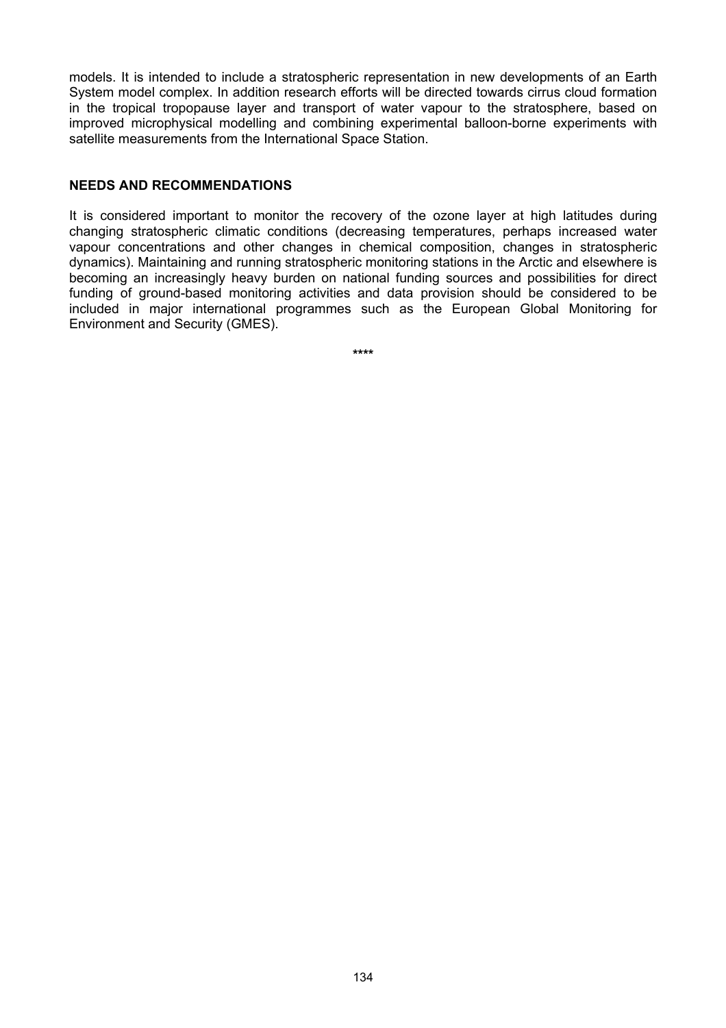models. It is intended to include a stratospheric representation in new developments of an Earth System model complex. In addition research efforts will be directed towards cirrus cloud formation in the tropical tropopause layer and transport of water vapour to the stratosphere, based on improved microphysical modelling and combining experimental balloon-borne experiments with satellite measurements from the International Space Station.

## NEEDS AND RECOMMENDATIONS

It is considered important to monitor the recovery of the ozone layer at high latitudes during changing stratospheric climatic conditions (decreasing temperatures, perhaps increased water vapour concentrations and other changes in chemical composition, changes in stratospheric dynamics). Maintaining and running stratospheric monitoring stations in the Arctic and elsewhere is becoming an increasingly heavy burden on national funding sources and possibilities for direct funding of ground-based monitoring activities and data provision should be considered to be included in major international programmes such as the European Global Monitoring for Environment and Security (GMES).

****